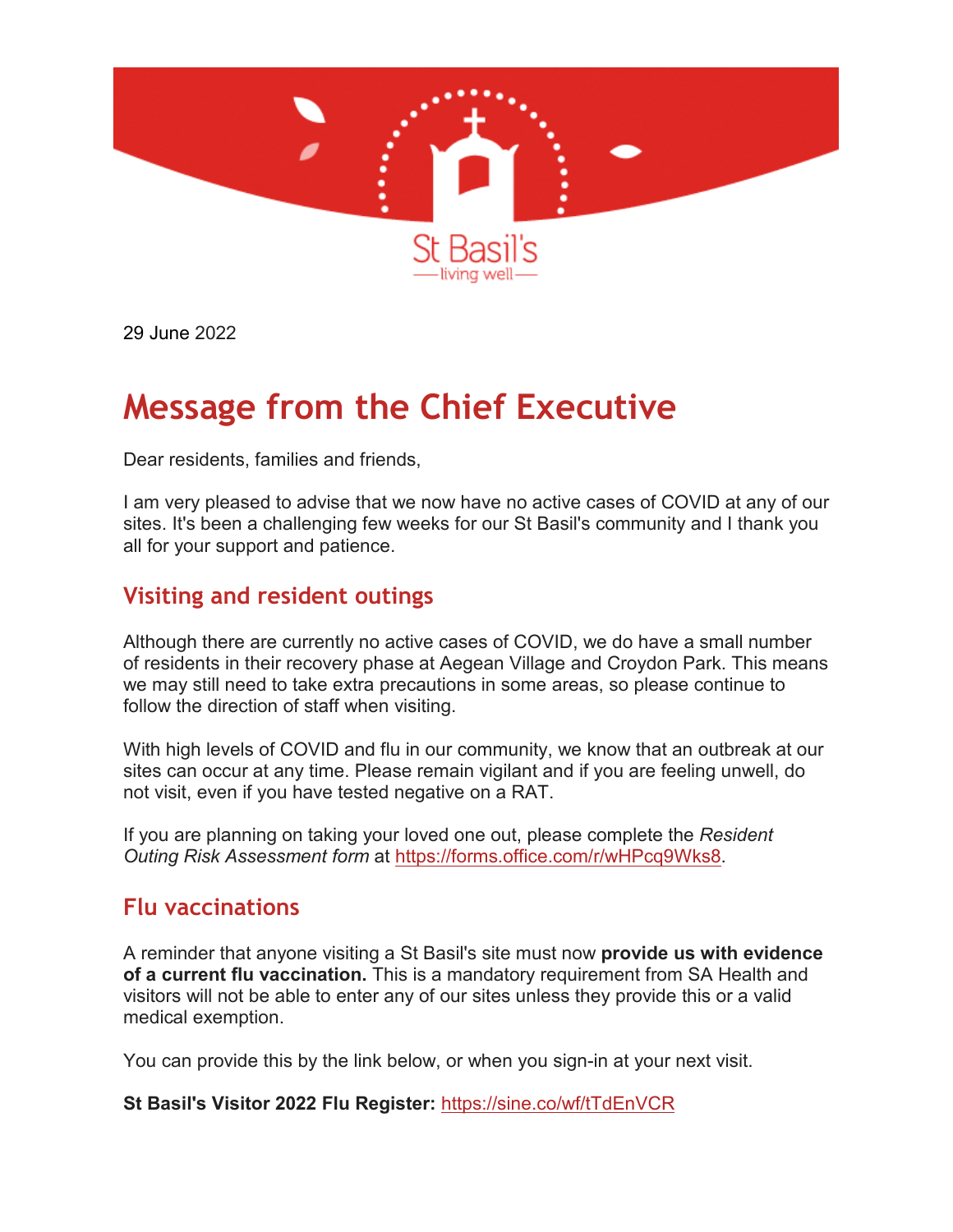St Basil's

living well

29 June 2022

# Message from the Chief Executive

Dear residents, families and friends,

I am very pleased to advise that we now have no active cases of COVID at any of our sites. It's been a challenging few weeks for our St Basil's community and I thank you all for your support and patience.

## Visiting and resident outings

Although there are currently no active cases of COVID, we do have a small number of residents in their recovery phase at Aegean Village and Croydon Park. This means we may still need to take extra precautions in some areas, so please continue to follow the direction of staff when visiting.

With high levels of COVID and flu in our community, we know that an outbreak at our sites can occur at any time. Please remain vigilant and if you are feeling unwell, do not visit, even if you have tested negative on a RAT.

If you are planning on taking your loved one out, please complete the *Resident Outing Risk Assessment form* at https://forms.office.com/r/wHPcq9Wks8.

## Flu vaccinations

A reminder that anyone visiting a St Basil's site must now **provide us with evidence of a current flu vaccination.** This is a mandatory requirement from SA Health and visitors will not be able to enter any of our sites unless they provide this or a valid medical exemption.

You can provide this by the link below, or when you sign-in at your next visit.

**St Basil's Visitor 2022 Flu Register:** https://sine.co/wf/tTdEnVCR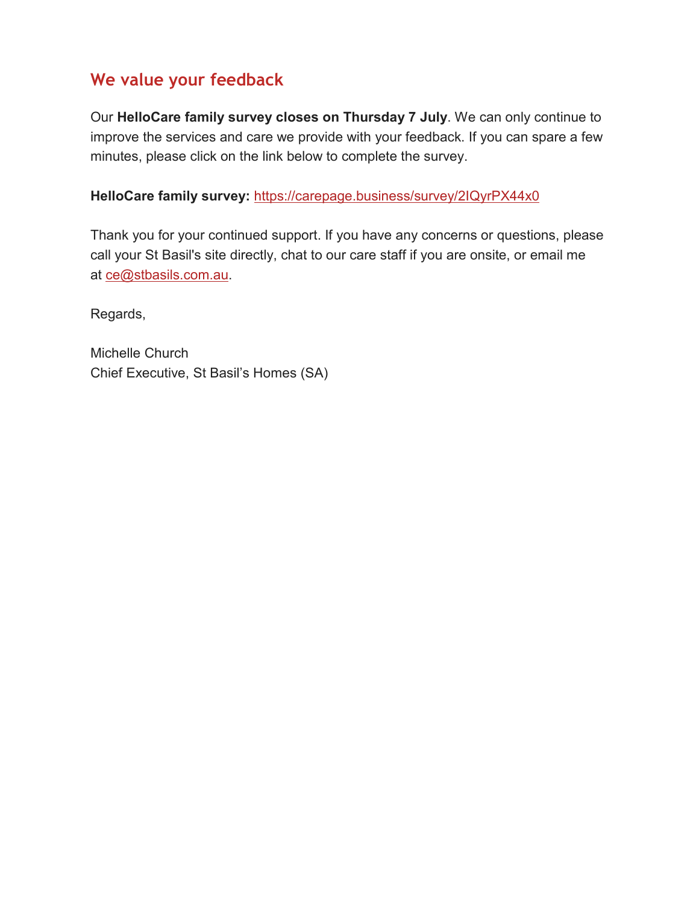## We value your feedback

Our **HelloCare family survey closes on Thursday 7 July**. We can only continue to improve the services and care we provide with your feedback. If you can spare a few minutes, please click on the link below to complete the survey.

**HelloCare family survey:** https://carepage.business/survey/2IQyrPX44x0

Thank you for your continued support. If you have any concerns or questions, please call your St Basil's site directly, chat to our care staff if you are onsite, or email me at ce@stbasils.com.au.

Regards,

Michelle Church  
Chief Executive, St Basil's Homes (SA)